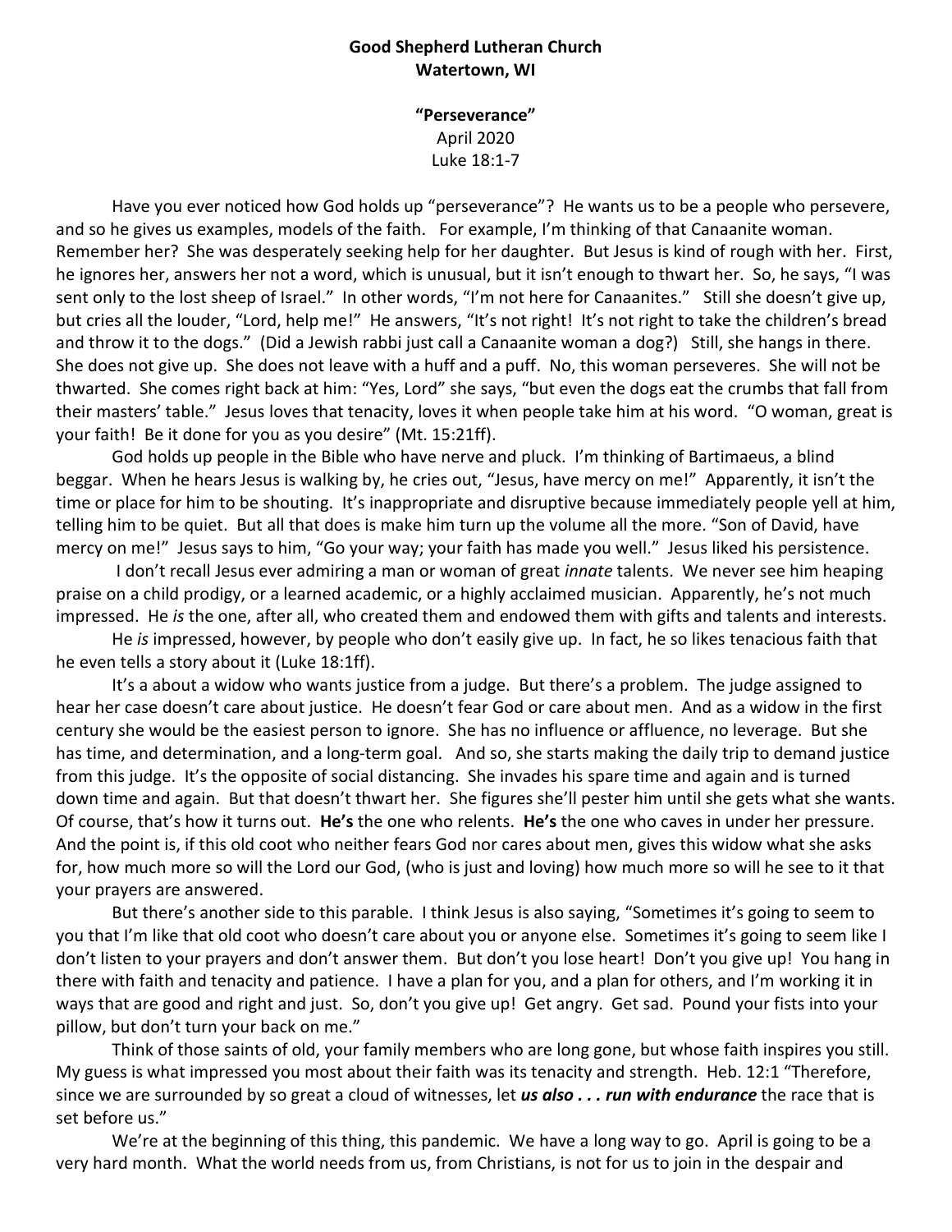**Good Shepherd Lutheran Church**
**Watertown, WI**

**"Perseverance"**
April 2020
Luke 18:1-7

Have you ever noticed how God holds up "perseverance"? He wants us to be a people who persevere, and so he gives us examples, models of the faith. For example, I'm thinking of that Canaanite woman. Remember her? She was desperately seeking help for her daughter. But Jesus is kind of rough with her. First, he ignores her, answers her not a word, which is unusual, but it isn't enough to thwart her. So, he says, "I was sent only to the lost sheep of Israel." In other words, "I'm not here for Canaanites." Still she doesn't give up, but cries all the louder, "Lord, help me!" He answers, "It's not right! It's not right to take the children's bread and throw it to the dogs." (Did a Jewish rabbi just call a Canaanite woman a dog?) Still, she hangs in there. She does not give up. She does not leave with a huff and a puff. No, this woman perseveres. She will not be thwarted. She comes right back at him: "Yes, Lord" she says, "but even the dogs eat the crumbs that fall from their masters' table." Jesus loves that tenacity, loves it when people take him at his word. "O woman, great is your faith! Be it done for you as you desire" (Mt. 15:21ff).

God holds up people in the Bible who have nerve and pluck. I'm thinking of Bartimaeus, a blind beggar. When he hears Jesus is walking by, he cries out, "Jesus, have mercy on me!" Apparently, it isn't the time or place for him to be shouting. It's inappropriate and disruptive because immediately people yell at him, telling him to be quiet. But all that does is make him turn up the volume all the more. "Son of David, have mercy on me!" Jesus says to him, "Go your way; your faith has made you well." Jesus liked his persistence.

I don't recall Jesus ever admiring a man or woman of great *innate* talents. We never see him heaping praise on a child prodigy, or a learned academic, or a highly acclaimed musician. Apparently, he's not much impressed. He *is* the one, after all, who created them and endowed them with gifts and talents and interests.

He *is* impressed, however, by people who don't easily give up. In fact, he so likes tenacious faith that he even tells a story about it (Luke 18:1ff).

It's a about a widow who wants justice from a judge. But there's a problem. The judge assigned to hear her case doesn't care about justice. He doesn't fear God or care about men. And as a widow in the first century she would be the easiest person to ignore. She has no influence or affluence, no leverage. But she has time, and determination, and a long-term goal. And so, she starts making the daily trip to demand justice from this judge. It's the opposite of social distancing. She invades his spare time and again and is turned down time and again. But that doesn't thwart her. She figures she'll pester him until she gets what she wants. Of course, that's how it turns out. **He's** the one who relents. **He's** the one who caves in under her pressure. And the point is, if this old coot who neither fears God nor cares about men, gives this widow what she asks for, how much more so will the Lord our God, (who is just and loving) how much more so will he see to it that your prayers are answered.

But there's another side to this parable. I think Jesus is also saying, "Sometimes it's going to seem to you that I'm like that old coot who doesn't care about you or anyone else. Sometimes it's going to seem like I don't listen to your prayers and don't answer them. But don't you lose heart! Don't you give up! You hang in there with faith and tenacity and patience. I have a plan for you, and a plan for others, and I'm working it in ways that are good and right and just. So, don't you give up! Get angry. Get sad. Pound your fists into your pillow, but don't turn your back on me."

Think of those saints of old, your family members who are long gone, but whose faith inspires you still. My guess is what impressed you most about their faith was its tenacity and strength. Heb. 12:1 "Therefore, since we are surrounded by so great a cloud of witnesses, let ***us also . . . run with endurance*** the race that is set before us."

We're at the beginning of this thing, this pandemic. We have a long way to go. April is going to be a very hard month. What the world needs from us, from Christians, is not for us to join in the despair and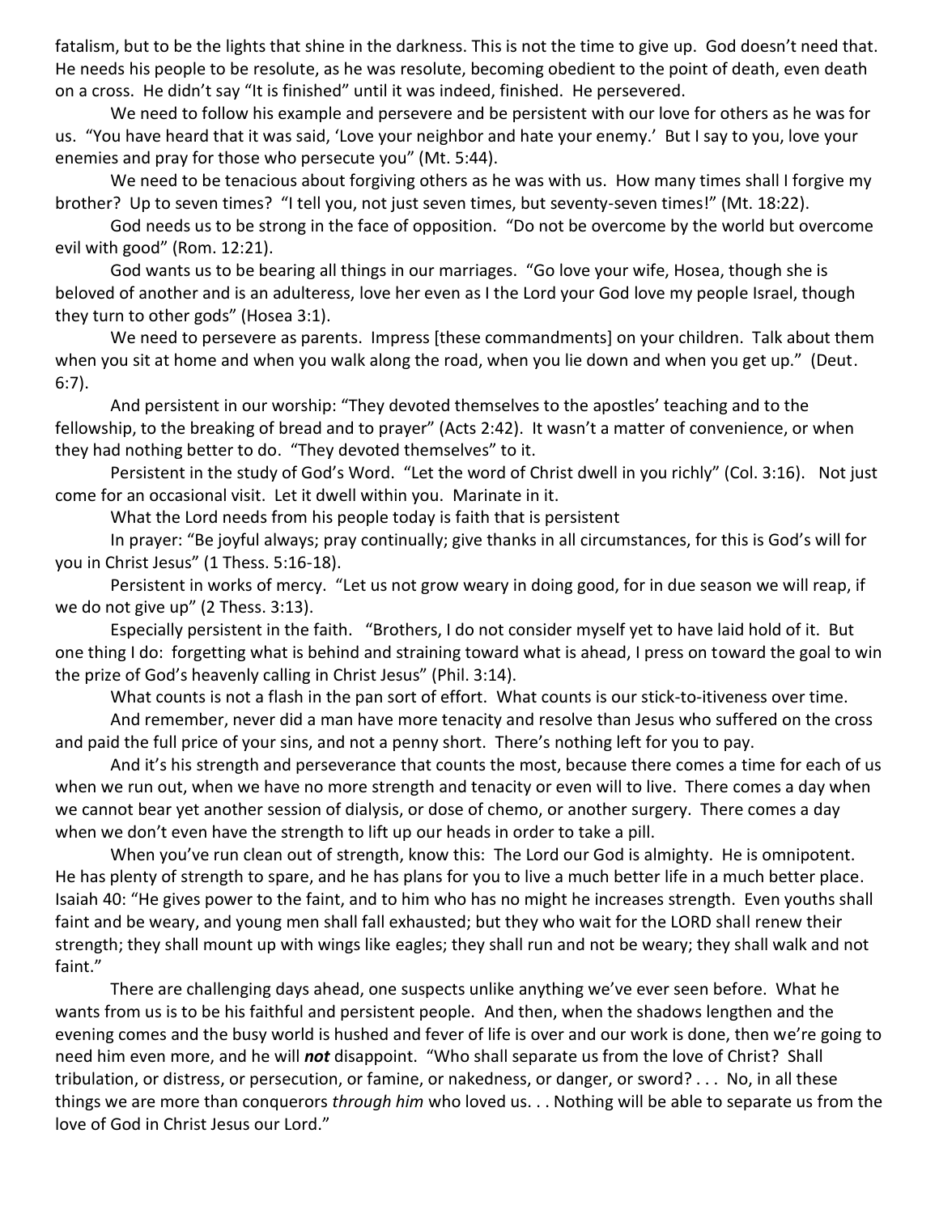fatalism, but to be the lights that shine in the darkness. This is not the time to give up. God doesn't need that. He needs his people to be resolute, as he was resolute, becoming obedient to the point of death, even death on a cross. He didn't say "It is finished" until it was indeed, finished. He persevered.

We need to follow his example and persevere and be persistent with our love for others as he was for us. "You have heard that it was said, 'Love your neighbor and hate your enemy.' But I say to you, love your enemies and pray for those who persecute you" (Mt. 5:44).

We need to be tenacious about forgiving others as he was with us. How many times shall I forgive my brother? Up to seven times? "I tell you, not just seven times, but seventy-seven times!" (Mt. 18:22).

God needs us to be strong in the face of opposition. "Do not be overcome by the world but overcome evil with good" (Rom. 12:21).

God wants us to be bearing all things in our marriages. "Go love your wife, Hosea, though she is beloved of another and is an adulteress, love her even as I the Lord your God love my people Israel, though they turn to other gods" (Hosea 3:1).

We need to persevere as parents. Impress [these commandments] on your children. Talk about them when you sit at home and when you walk along the road, when you lie down and when you get up." (Deut. 6:7).

And persistent in our worship: "They devoted themselves to the apostles' teaching and to the fellowship, to the breaking of bread and to prayer" (Acts 2:42). It wasn't a matter of convenience, or when they had nothing better to do. "They devoted themselves" to it.

Persistent in the study of God's Word. "Let the word of Christ dwell in you richly" (Col. 3:16). Not just come for an occasional visit. Let it dwell within you. Marinate in it.

What the Lord needs from his people today is faith that is persistent

In prayer: "Be joyful always; pray continually; give thanks in all circumstances, for this is God's will for you in Christ Jesus" (1 Thess. 5:16-18).

Persistent in works of mercy. "Let us not grow weary in doing good, for in due season we will reap, if we do not give up" (2 Thess. 3:13).

Especially persistent in the faith. "Brothers, I do not consider myself yet to have laid hold of it. But one thing I do: forgetting what is behind and straining toward what is ahead, I press on toward the goal to win the prize of God's heavenly calling in Christ Jesus" (Phil. 3:14).

What counts is not a flash in the pan sort of effort. What counts is our stick-to-itiveness over time.

And remember, never did a man have more tenacity and resolve than Jesus who suffered on the cross and paid the full price of your sins, and not a penny short. There's nothing left for you to pay.

And it's his strength and perseverance that counts the most, because there comes a time for each of us when we run out, when we have no more strength and tenacity or even will to live. There comes a day when we cannot bear yet another session of dialysis, or dose of chemo, or another surgery. There comes a day when we don't even have the strength to lift up our heads in order to take a pill.

When you've run clean out of strength, know this: The Lord our God is almighty. He is omnipotent. He has plenty of strength to spare, and he has plans for you to live a much better life in a much better place. Isaiah 40: "He gives power to the faint, and to him who has no might he increases strength. Even youths shall faint and be weary, and young men shall fall exhausted; but they who wait for the LORD shall renew their strength; they shall mount up with wings like eagles; they shall run and not be weary; they shall walk and not faint."

There are challenging days ahead, one suspects unlike anything we've ever seen before. What he wants from us is to be his faithful and persistent people. And then, when the shadows lengthen and the evening comes and the busy world is hushed and fever of life is over and our work is done, then we're going to need him even more, and he will ***not*** disappoint. "Who shall separate us from the love of Christ? Shall tribulation, or distress, or persecution, or famine, or nakedness, or danger, or sword? . . . No, in all these things we are more than conquerors *through him* who loved us. . . Nothing will be able to separate us from the love of God in Christ Jesus our Lord."